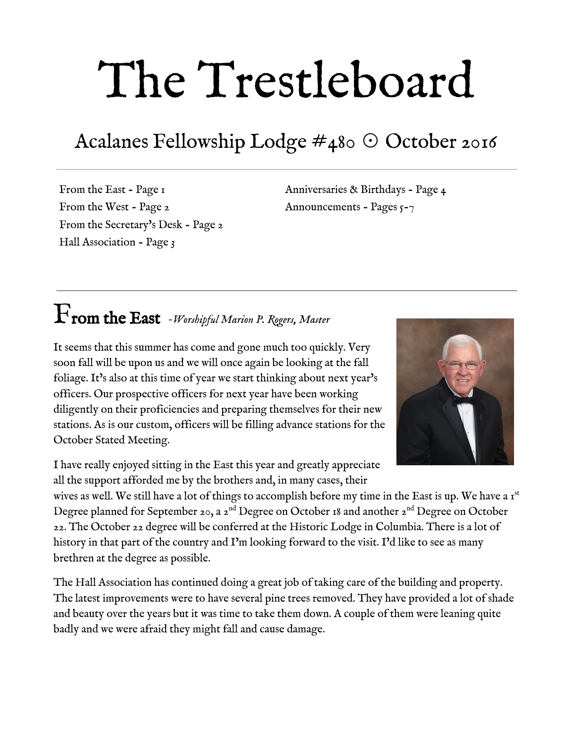# The Trestleboard

## Acalanes Fellowship Lodge #480 ⊙ October 2016

From the East - Page 1
From the West - Page 2
From the Secretary's Desk - Page 2
Hall Association - Page 3
Anniversaries & Birthdays - Page 4
Announcements - Pages 5-7

---

## From the East *-Worshipful Marion P. Rogers, Master*

It seems that this summer has come and gone much too quickly. Very soon fall will be upon us and we will once again be looking at the fall foliage. It's also at this time of year we start thinking about next year's officers. Our prospective officers for next year have been working diligently on their proficiencies and preparing themselves for their new stations. As is our custom, officers will be filling advance stations for the October Stated Meeting.

I have really enjoyed sitting in the East this year and greatly appreciate all the support afforded me by the brothers and, in many cases, their wives as well. We still have a lot of things to accomplish before my time in the East is up. We have a 1st Degree planned for September 20, a 2nd Degree on October 18 and another 2nd Degree on October 22. The October 22 degree will be conferred at the Historic Lodge in Columbia. There is a lot of history in that part of the country and I'm looking forward to the visit. I'd like to see as many brethren at the degree as possible.

The Hall Association has continued doing a great job of taking care of the building and property. The latest improvements were to have several pine trees removed. They have provided a lot of shade and beauty over the years but it was time to take them down. A couple of them were leaning quite badly and we were afraid they might fall and cause damage.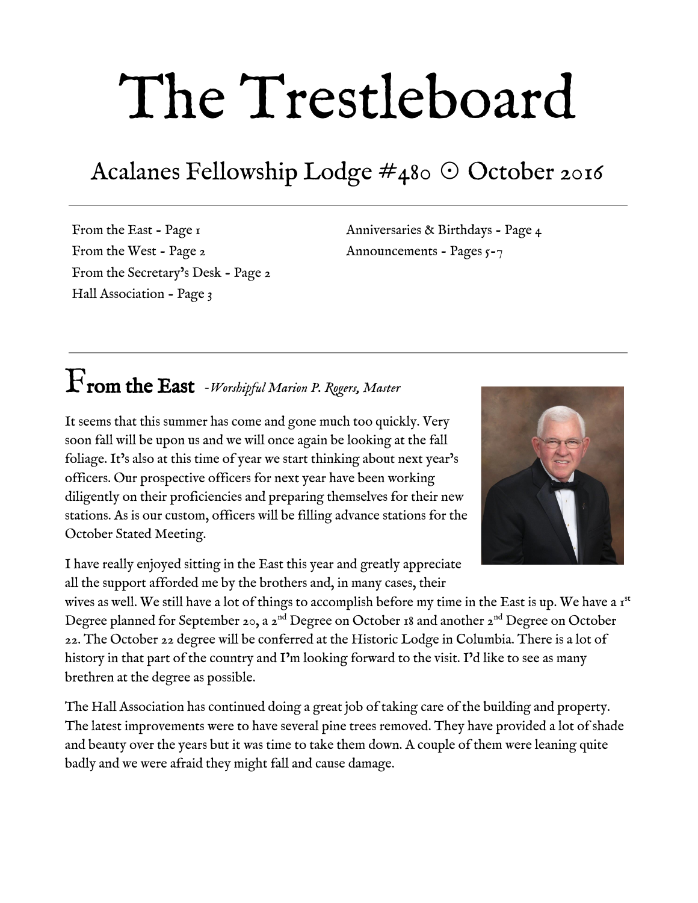# The Trestleboard

## Acalanes Fellowship Lodge #480 ⊙ October 2016

From the East - Page 1
From the West - Page 2
From the Secretary's Desk - Page 2
Hall Association - Page 3
Anniversaries & Birthdays - Page 4
Announcements - Pages 5-7

## From the East *-Worshipful Marion P. Rogers, Master*

It seems that this summer has come and gone much too quickly. Very soon fall will be upon us and we will once again be looking at the fall foliage. It's also at this time of year we start thinking about next year's officers. Our prospective officers for next year have been working diligently on their proficiencies and preparing themselves for their new stations. As is our custom, officers will be filling advance stations for the October Stated Meeting.

I have really enjoyed sitting in the East this year and greatly appreciate all the support afforded me by the brothers and, in many cases, their wives as well. We still have a lot of things to accomplish before my time in the East is up. We have a 1st Degree planned for September 20, a 2nd Degree on October 18 and another 2nd Degree on October 22. The October 22 degree will be conferred at the Historic Lodge in Columbia. There is a lot of history in that part of the country and I'm looking forward to the visit. I'd like to see as many brethren at the degree as possible.

The Hall Association has continued doing a great job of taking care of the building and property. The latest improvements were to have several pine trees removed. They have provided a lot of shade and beauty over the years but it was time to take them down. A couple of them were leaning quite badly and we were afraid they might fall and cause damage.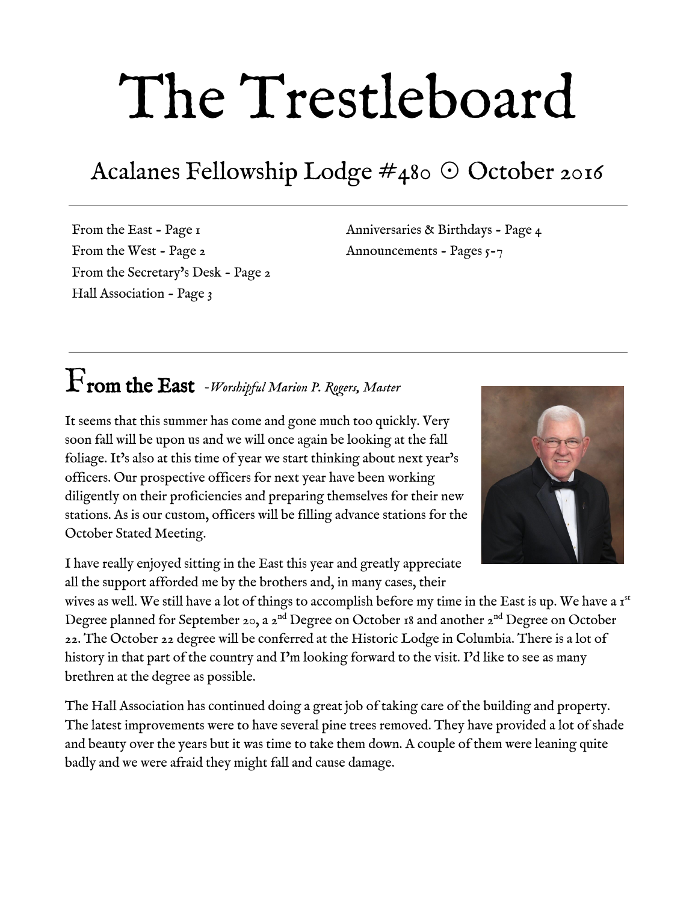# The Trestleboard

## Acalanes Fellowship Lodge #480 ⊙ October 2016

From the East - Page 1
From the West - Page 2
From the Secretary's Desk - Page 2
Hall Association - Page 3
Anniversaries & Birthdays - Page 4
Announcements - Pages 5-7

## From the East *-Worshipful Marion P. Rogers, Master*

It seems that this summer has come and gone much too quickly. Very soon fall will be upon us and we will once again be looking at the fall foliage. It's also at this time of year we start thinking about next year's officers. Our prospective officers for next year have been working diligently on their proficiencies and preparing themselves for their new stations. As is our custom, officers will be filling advance stations for the October Stated Meeting.

I have really enjoyed sitting in the East this year and greatly appreciate all the support afforded me by the brothers and, in many cases, their wives as well. We still have a lot of things to accomplish before my time in the East is up. We have a 1st Degree planned for September 20, a 2nd Degree on October 18 and another 2nd Degree on October 22. The October 22 degree will be conferred at the Historic Lodge in Columbia. There is a lot of history in that part of the country and I'm looking forward to the visit. I'd like to see as many brethren at the degree as possible.

The Hall Association has continued doing a great job of taking care of the building and property. The latest improvements were to have several pine trees removed. They have provided a lot of shade and beauty over the years but it was time to take them down. A couple of them were leaning quite badly and we were afraid they might fall and cause damage.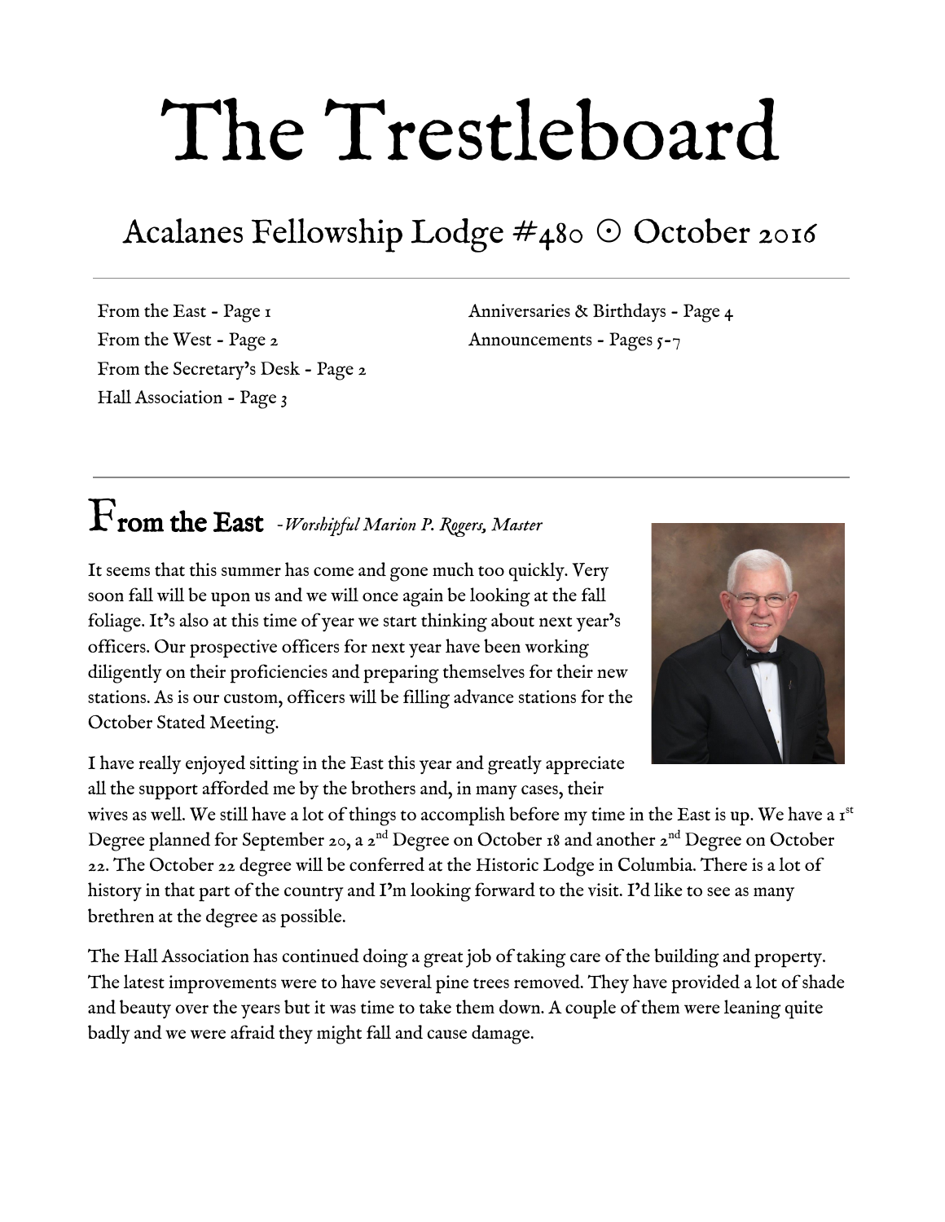# The Trestleboard

## Acalanes Fellowship Lodge #480 ⊙ October 2016

From the East - Page 1
From the West - Page 2
From the Secretary's Desk - Page 2
Hall Association - Page 3
Anniversaries & Birthdays - Page 4
Announcements - Pages 5-7

## From the East *-Worshipful Marion P. Rogers, Master*

It seems that this summer has come and gone much too quickly. Very soon fall will be upon us and we will once again be looking at the fall foliage. It's also at this time of year we start thinking about next year's officers. Our prospective officers for next year have been working diligently on their proficiencies and preparing themselves for their new stations. As is our custom, officers will be filling advance stations for the October Stated Meeting.

I have really enjoyed sitting in the East this year and greatly appreciate all the support afforded me by the brothers and, in many cases, their wives as well. We still have a lot of things to accomplish before my time in the East is up. We have a 1st Degree planned for September 20, a 2nd Degree on October 18 and another 2nd Degree on October 22. The October 22 degree will be conferred at the Historic Lodge in Columbia. There is a lot of history in that part of the country and I'm looking forward to the visit. I'd like to see as many brethren at the degree as possible.

The Hall Association has continued doing a great job of taking care of the building and property. The latest improvements were to have several pine trees removed. They have provided a lot of shade and beauty over the years but it was time to take them down. A couple of them were leaning quite badly and we were afraid they might fall and cause damage.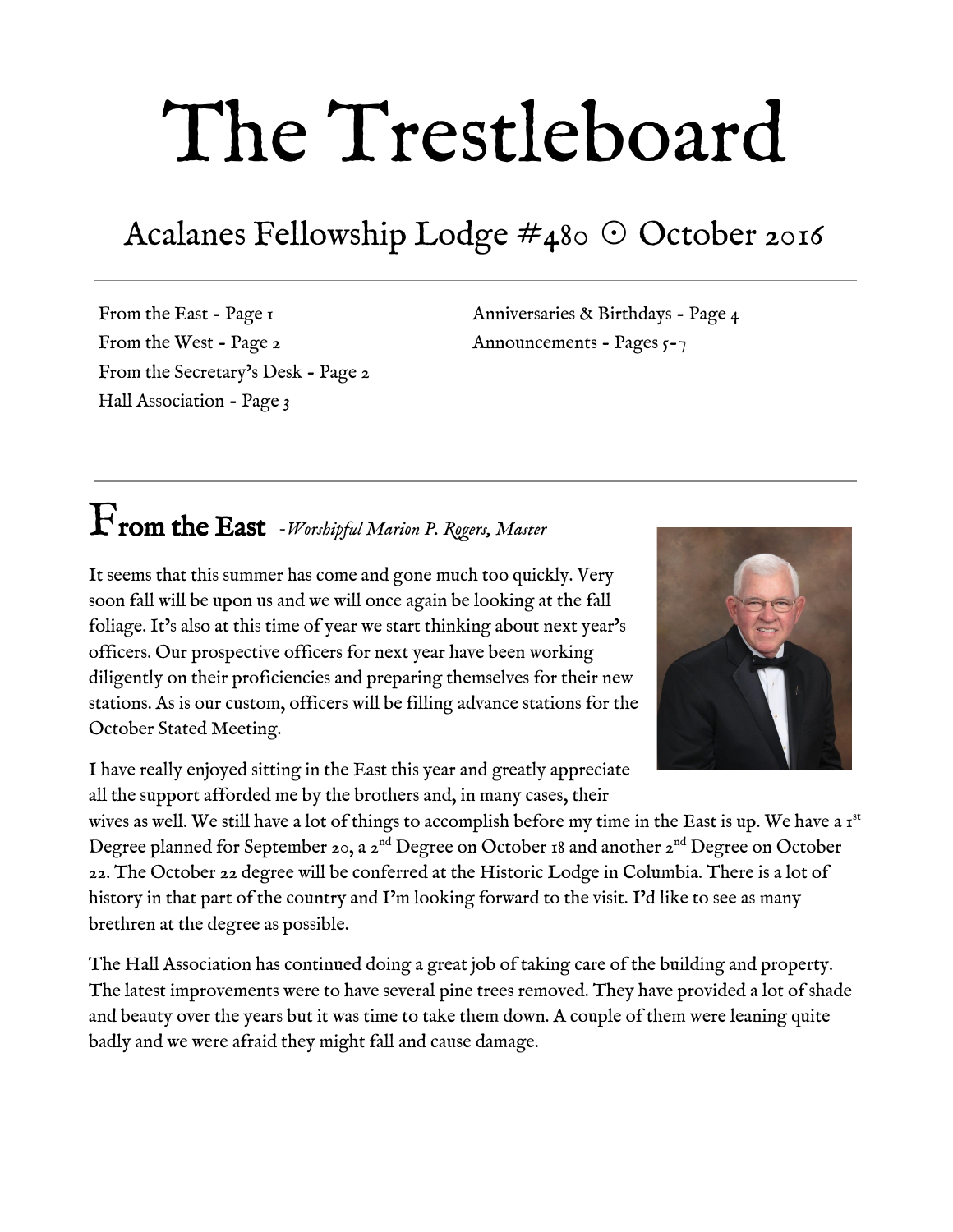# The Trestleboard

## Acalanes Fellowship Lodge #480 ⊙ October 2016

From the East - Page 1
From the West - Page 2
From the Secretary's Desk - Page 2
Hall Association - Page 3
Anniversaries & Birthdays - Page 4
Announcements - Pages 5-7

## From the East *-Worshipful Marion P. Rogers, Master*

It seems that this summer has come and gone much too quickly. Very soon fall will be upon us and we will once again be looking at the fall foliage. It's also at this time of year we start thinking about next year's officers. Our prospective officers for next year have been working diligently on their proficiencies and preparing themselves for their new stations. As is our custom, officers will be filling advance stations for the October Stated Meeting.

I have really enjoyed sitting in the East this year and greatly appreciate all the support afforded me by the brothers and, in many cases, their wives as well. We still have a lot of things to accomplish before my time in the East is up. We have a 1st Degree planned for September 20, a 2nd Degree on October 18 and another 2nd Degree on October 22. The October 22 degree will be conferred at the Historic Lodge in Columbia. There is a lot of history in that part of the country and I'm looking forward to the visit. I'd like to see as many brethren at the degree as possible.

The Hall Association has continued doing a great job of taking care of the building and property. The latest improvements were to have several pine trees removed. They have provided a lot of shade and beauty over the years but it was time to take them down. A couple of them were leaning quite badly and we were afraid they might fall and cause damage.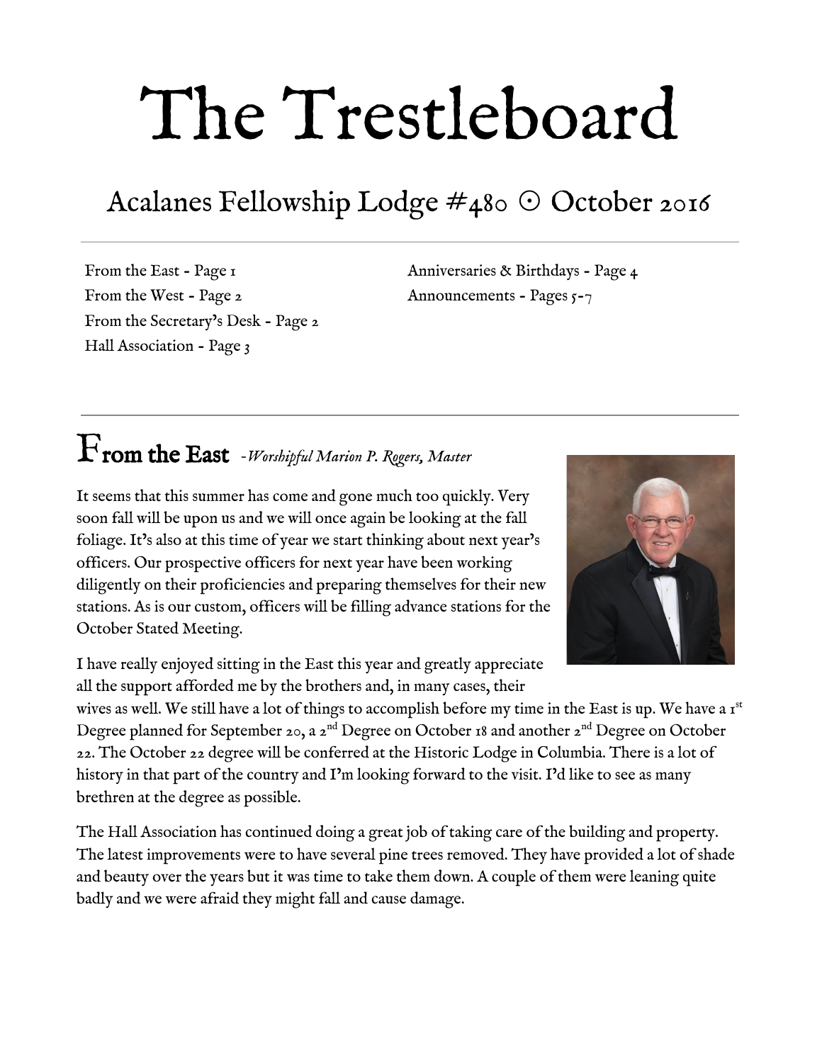# The Trestleboard

## Acalanes Fellowship Lodge #480 ⊙ October 2016

From the East - Page 1
From the West - Page 2
From the Secretary's Desk - Page 2
Hall Association - Page 3
Anniversaries & Birthdays - Page 4
Announcements - Pages 5-7

## From the East *-Worshipful Marion P. Rogers, Master*

It seems that this summer has come and gone much too quickly. Very soon fall will be upon us and we will once again be looking at the fall foliage. It's also at this time of year we start thinking about next year's officers. Our prospective officers for next year have been working diligently on their proficiencies and preparing themselves for their new stations. As is our custom, officers will be filling advance stations for the October Stated Meeting.

I have really enjoyed sitting in the East this year and greatly appreciate all the support afforded me by the brothers and, in many cases, their wives as well. We still have a lot of things to accomplish before my time in the East is up. We have a 1st Degree planned for September 20, a 2nd Degree on October 18 and another 2nd Degree on October 22. The October 22 degree will be conferred at the Historic Lodge in Columbia. There is a lot of history in that part of the country and I'm looking forward to the visit. I'd like to see as many brethren at the degree as possible.

The Hall Association has continued doing a great job of taking care of the building and property. The latest improvements were to have several pine trees removed. They have provided a lot of shade and beauty over the years but it was time to take them down. A couple of them were leaning quite badly and we were afraid they might fall and cause damage.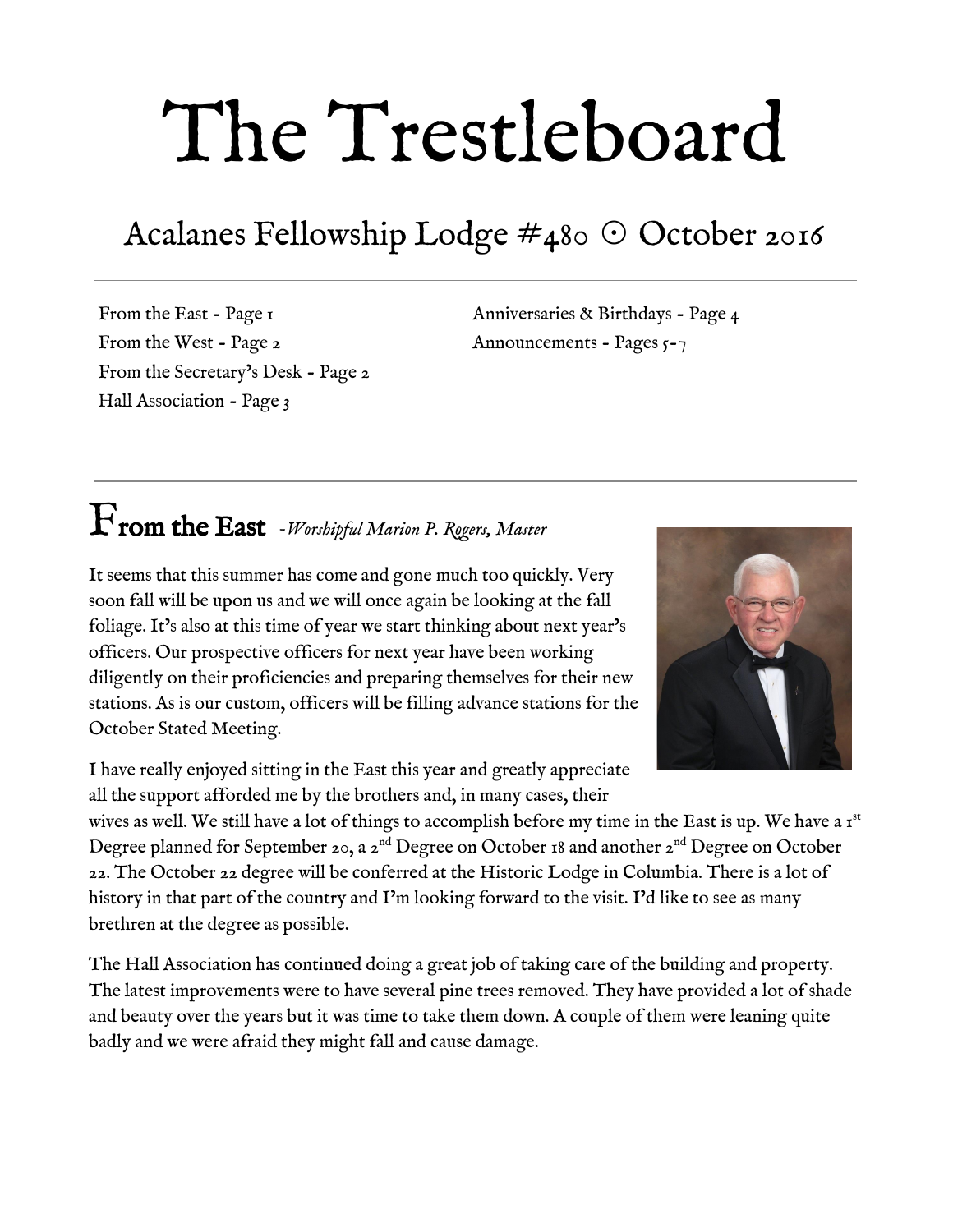# The Trestleboard

## Acalanes Fellowship Lodge #480 ☉ October 2016

From the East - Page 1
From the West - Page 2
From the Secretary's Desk - Page 2
Hall Association - Page 3
Anniversaries & Birthdays - Page 4
Announcements - Pages 5-7

## From the East *-Worshipful Marion P. Rogers, Master*

It seems that this summer has come and gone much too quickly. Very soon fall will be upon us and we will once again be looking at the fall foliage. It's also at this time of year we start thinking about next year's officers. Our prospective officers for next year have been working diligently on their proficiencies and preparing themselves for their new stations. As is our custom, officers will be filling advance stations for the October Stated Meeting.

I have really enjoyed sitting in the East this year and greatly appreciate all the support afforded me by the brothers and, in many cases, their wives as well. We still have a lot of things to accomplish before my time in the East is up. We have a 1st Degree planned for September 20, a 2nd Degree on October 18 and another 2nd Degree on October 22. The October 22 degree will be conferred at the Historic Lodge in Columbia. There is a lot of history in that part of the country and I'm looking forward to the visit. I'd like to see as many brethren at the degree as possible.

The Hall Association has continued doing a great job of taking care of the building and property. The latest improvements were to have several pine trees removed. They have provided a lot of shade and beauty over the years but it was time to take them down. A couple of them were leaning quite badly and we were afraid they might fall and cause damage.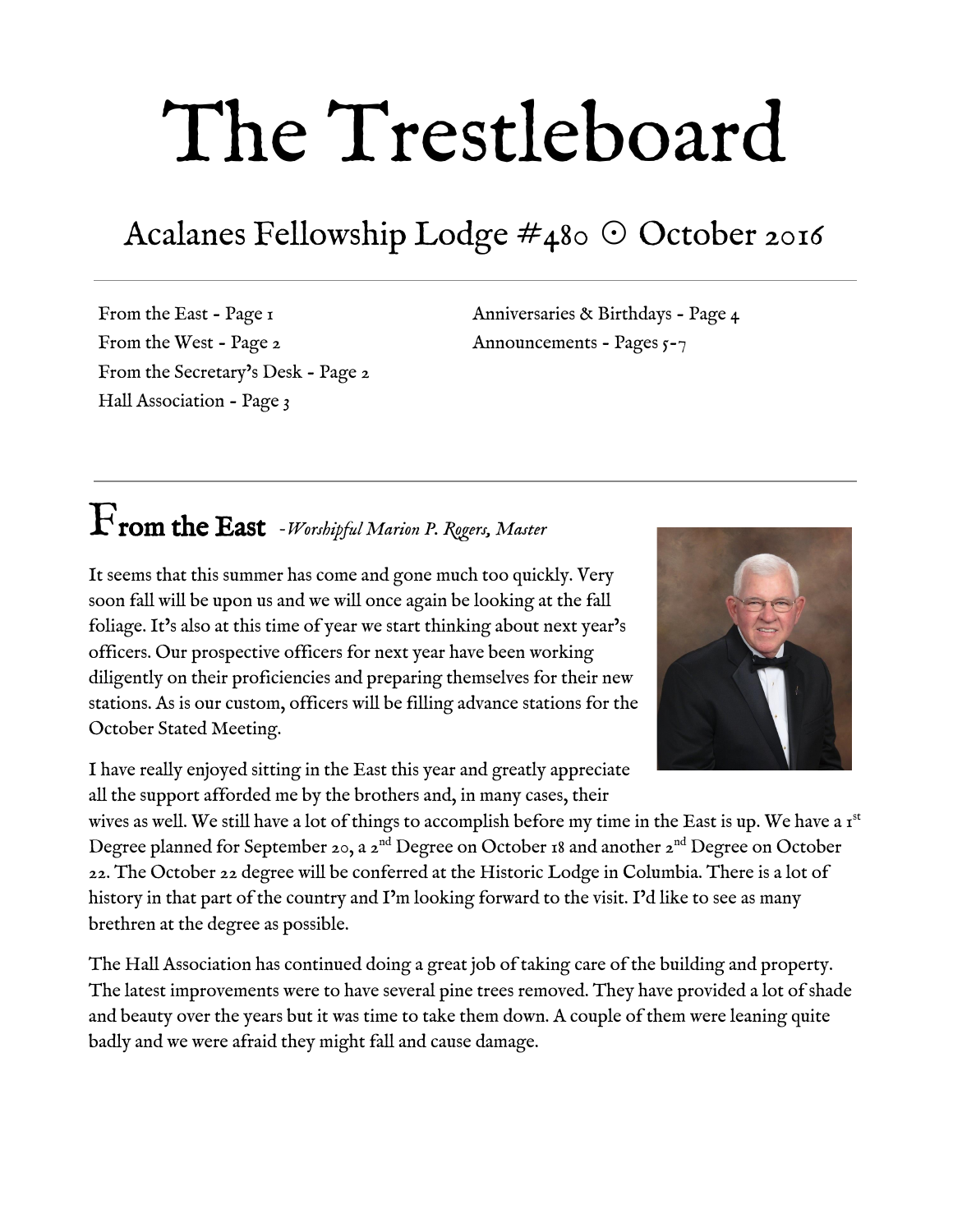# The Trestleboard

## Acalanes Fellowship Lodge #480 ☉ October 2016

From the East - Page 1
From the West - Page 2
From the Secretary's Desk - Page 2
Hall Association - Page 3
Anniversaries & Birthdays - Page 4
Announcements - Pages 5-7

## From the East *-Worshipful Marion P. Rogers, Master*

It seems that this summer has come and gone much too quickly. Very soon fall will be upon us and we will once again be looking at the fall foliage. It's also at this time of year we start thinking about next year's officers. Our prospective officers for next year have been working diligently on their proficiencies and preparing themselves for their new stations. As is our custom, officers will be filling advance stations for the October Stated Meeting.

I have really enjoyed sitting in the East this year and greatly appreciate all the support afforded me by the brothers and, in many cases, their wives as well. We still have a lot of things to accomplish before my time in the East is up. We have a 1st Degree planned for September 20, a 2nd Degree on October 18 and another 2nd Degree on October 22. The October 22 degree will be conferred at the Historic Lodge in Columbia. There is a lot of history in that part of the country and I'm looking forward to the visit. I'd like to see as many brethren at the degree as possible.

The Hall Association has continued doing a great job of taking care of the building and property. The latest improvements were to have several pine trees removed. They have provided a lot of shade and beauty over the years but it was time to take them down. A couple of them were leaning quite badly and we were afraid they might fall and cause damage.